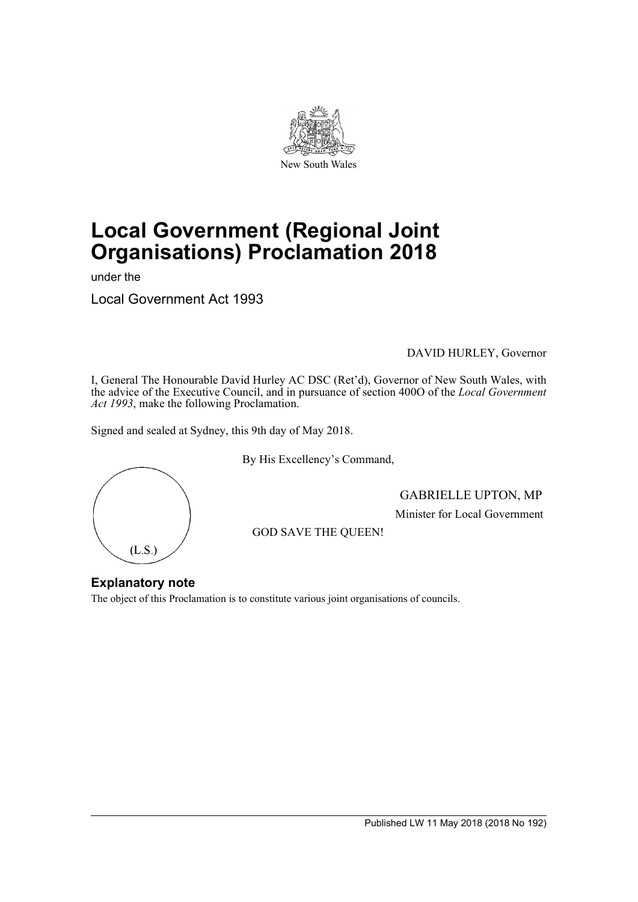New South Wales

# Local Government (Regional Joint Organisations) Proclamation 2018

under the

Local Government Act 1993

DAVID HURLEY, Governor

I, General The Honourable David Hurley AC DSC (Ret'd), Governor of New South Wales, with the advice of the Executive Council, and in pursuance of section 400O of the *Local Government Act 1993*, make the following Proclamation.

Signed and sealed at Sydney, this 9th day of May 2018.

By His Excellency's Command,

(L.S.)

GABRIELLE UPTON, MP

Minister for Local Government

GOD SAVE THE QUEEN!

## Explanatory note

The object of this Proclamation is to constitute various joint organisations of councils.

Published LW 11 May 2018 (2018 No 192)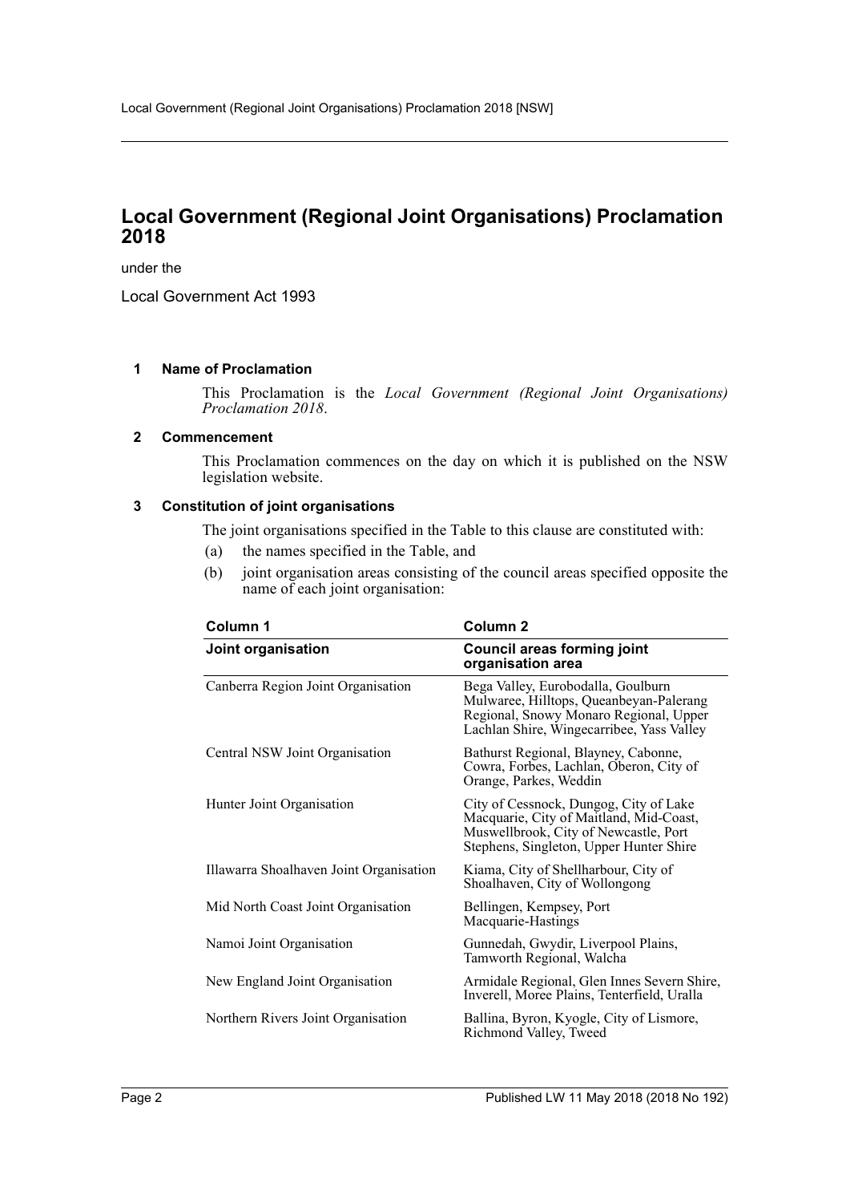# Local Government (Regional Joint Organisations) Proclamation 2018

under the

Local Government Act 1993

### 1 Name of Proclamation

This Proclamation is the *Local Government (Regional Joint Organisations) Proclamation 2018*.

### 2 Commencement

This Proclamation commences on the day on which it is published on the NSW legislation website.

### 3 Constitution of joint organisations

The joint organisations specified in the Table to this clause are constituted with:

(a) the names specified in the Table, and

(b) joint organisation areas consisting of the council areas specified opposite the name of each joint organisation:

| Column 1 | Column 2 |
|---|---|
| **Joint organisation** | **Council areas forming joint organisation area** |
| Canberra Region Joint Organisation | Bega Valley, Eurobodalla, Goulburn Mulwaree, Hilltops, Queanbeyan-Palerang Regional, Snowy Monaro Regional, Upper Lachlan Shire, Wingecarribee, Yass Valley |
| Central NSW Joint Organisation | Bathurst Regional, Blayney, Cabonne, Cowra, Forbes, Lachlan, Oberon, City of Orange, Parkes, Weddin |
| Hunter Joint Organisation | City of Cessnock, Dungog, City of Lake Macquarie, City of Maitland, Mid-Coast, Muswellbrook, City of Newcastle, Port Stephens, Singleton, Upper Hunter Shire |
| Illawarra Shoalhaven Joint Organisation | Kiama, City of Shellharbour, City of Shoalhaven, City of Wollongong |
| Mid North Coast Joint Organisation | Bellingen, Kempsey, Port Macquarie-Hastings |
| Namoi Joint Organisation | Gunnedah, Gwydir, Liverpool Plains, Tamworth Regional, Walcha |
| New England Joint Organisation | Armidale Regional, Glen Innes Severn Shire, Inverell, Moree Plains, Tenterfield, Uralla |
| Northern Rivers Joint Organisation | Ballina, Byron, Kyogle, City of Lismore, Richmond Valley, Tweed |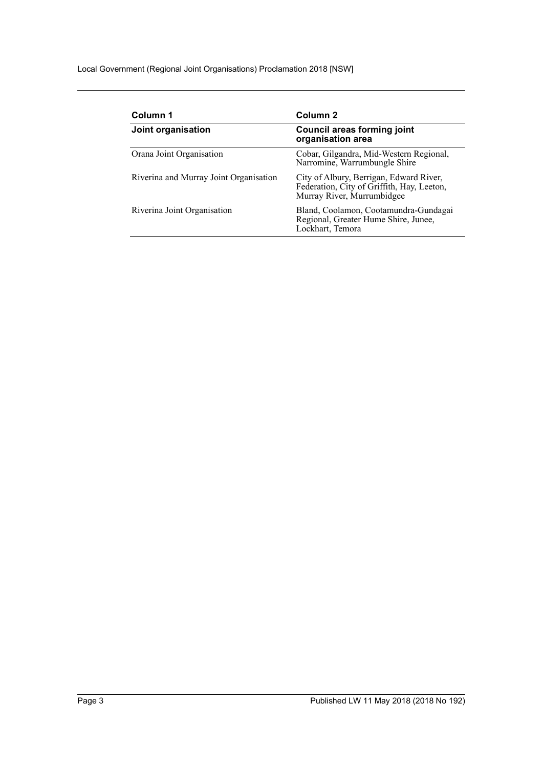| Column 1 | Column 2 |
| --- | --- |
| **Joint organisation** | **Council areas forming joint organisation area** |
| Orana Joint Organisation | Cobar, Gilgandra, Mid-Western Regional, Narromine, Warrumbungle Shire |
| Riverina and Murray Joint Organisation | City of Albury, Berrigan, Edward River, Federation, City of Griffith, Hay, Leeton, Murray River, Murrumbidgee |
| Riverina Joint Organisation | Bland, Coolamon, Cootamundra-Gundagai Regional, Greater Hume Shire, Junee, Lockhart, Temora |